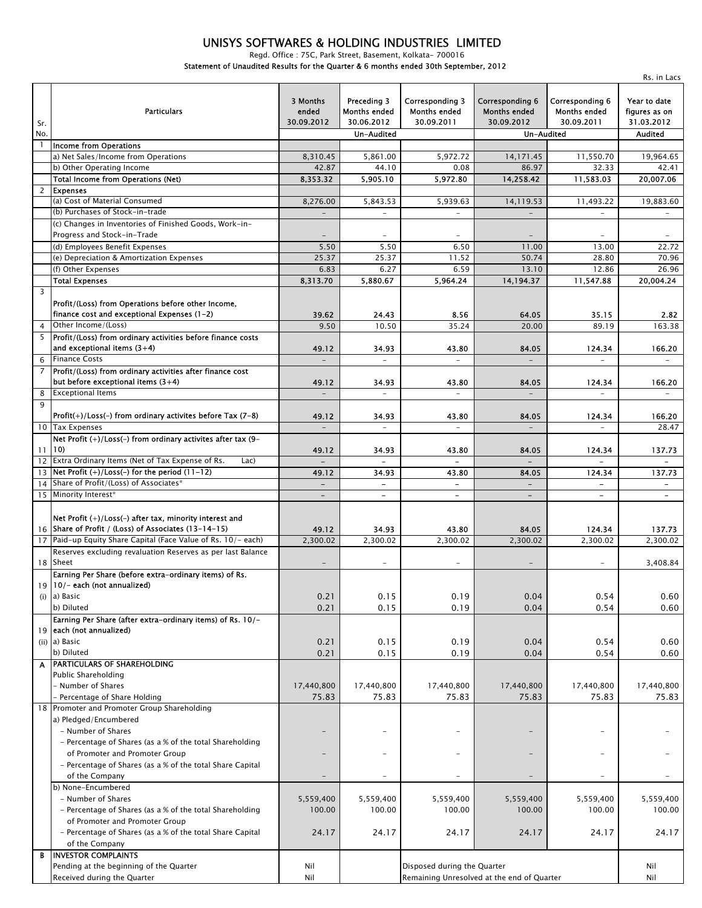# UNISYS SOFTWARES & HOLDING INDUSTRIES LIMITED

Regd. Office : 75C, Park Street, Basement, Kolkata- 700016

Statement of Unaudited Results for the Quarter & 6 months ended 30th September, 2012

Rs. in Lacs

| Sr. No. | Particulars | 3 Months ended 30.09.2012 | Preceding 3 Months ended 30.06.2012 | Corresponding 3 Months ended 30.09.2011 | Corresponding 6 Months ended 30.09.2012 | Corresponding 6 Months ended 30.09.2011 | Year to date figures as on 31.03.2012 |
|---|---|---|---|---|---|---|---|
| | | | Un-Audited | | | Un-Audited | Audited |
| 1 | **Income from Operations** | | | | | | |
| | a) Net Sales/Income from Operations | 8,310.45 | 5,861.00 | 5,972.72 | 14,171.45 | 11,550.70 | 19,964.65 |
| | b) Other Operating Income | 42.87 | 44.10 | 0.08 | 86.97 | 32.33 | 42.41 |
| | **Total Income from Operations (Net)** | **8,353.32** | **5,905.10** | **5,972.80** | **14,258.42** | **11,583.03** | **20,007.06** |
| 2 | **Expenses** | | | | | | |
| | (a) Cost of Material Consumed | 8,276.00 | 5,843.53 | 5,939.63 | 14,119.53 | 11,493.22 | 19,883.60 |
| | (b) Purchases of Stock-in-trade | - | - | - | - | - | - |
| | (c) Changes in Inventories of Finished Goods, Work-in-Progress and Stock-in-Trade | - | - | - | - | - | - |
| | (d) Employees Benefit Expenses | 5.50 | 5.50 | 6.50 | 11.00 | 13.00 | 22.72 |
| | (e) Depreciation & Amortization Expenses | 25.37 | 25.37 | 11.52 | 50.74 | 28.80 | 70.96 |
| | (f) Other Expenses | 6.83 | 6.27 | 6.59 | 13.10 | 12.86 | 26.96 |
| | **Total Expenses** | **8,313.70** | **5,880.67** | **5,964.24** | **14,194.37** | **11,547.88** | **20,004.24** |
| 3 | **Profit/(Loss) from Operations before other Income, finance cost and exceptional Expenses (1-2)** | **39.62** | **24.43** | **8.56** | **64.05** | **35.15** | **2.82** |
| 4 | Other Income/(Loss) | 9.50 | 10.50 | 35.24 | 20.00 | 89.19 | 163.38 |
| 5 | **Profit/(Loss) from ordinary activities before finance costs and exceptional items (3+4)** | **49.12** | **34.93** | **43.80** | **84.05** | **124.34** | **166.20** |
| 6 | Finance Costs | - | - | - | - | - | - |
| 7 | **Profit/(Loss) from ordinary activities after finance cost but before exceptional items (3+4)** | **49.12** | **34.93** | **43.80** | **84.05** | **124.34** | **166.20** |
| 8 | Exceptional Items | - | - | - | - | - | - |
| 9 | **Profit(+)/Loss(-) from ordinary activites before Tax (7-8)** | **49.12** | **34.93** | **43.80** | **84.05** | **124.34** | **166.20** |
| 10 | Tax Expenses | - | - | - | - | - | 28.47 |
| 11 | **Net Profit (+)/Loss(-) from ordinary activites after tax (9-10)** | **49.12** | **34.93** | **43.80** | **84.05** | **124.34** | **137.73** |
| 12 | Extra Ordinary Items (Net of Tax Expense of Rs. Lac) | - | - | - | - | - | - |
| 13 | **Net Profit (+)/Loss(-) for the period (11-12)** | **49.12** | **34.93** | **43.80** | **84.05** | **124.34** | **137.73** |
| 14 | Share of Profit/(Loss) of Associates* | - | - | - | - | - | - |
| 15 | Minority Interest* | - | - | - | - | - | - |
| 16 | **Net Profit (+)/Loss(-) after tax, minority interest and Share of Profit / (Loss) of Associates (13-14-15)** | **49.12** | **34.93** | **43.80** | **84.05** | **124.34** | **137.73** |
| 17 | Paid-up Equity Share Capital (Face Value of Rs. 10/- each) | 2,300.02 | 2,300.02 | 2,300.02 | 2,300.02 | 2,300.02 | 2,300.02 |
| 18 | Reserves excluding revaluation Reserves as per last Balance Sheet | - | - | - | - | - | 3,408.84 |
| 19 (i) | **Earning Per Share (before extra-ordinary items) of Rs. 10/- each (not annualized)** | | | | | | |
| | a) Basic | 0.21 | 0.15 | 0.19 | 0.04 | 0.54 | 0.60 |
| | b) Diluted | 0.21 | 0.15 | 0.19 | 0.04 | 0.54 | 0.60 |
| 19 (ii) | **Earning Per Share (after extra-ordinary items) of Rs. 10/- each (not annualized)** | | | | | | |
| | a) Basic | 0.21 | 0.15 | 0.19 | 0.04 | 0.54 | 0.60 |
| | b) Diluted | 0.21 | 0.15 | 0.19 | 0.04 | 0.54 | 0.60 |
| A | **PARTICULARS OF SHAREHOLDING** | | | | | | |
| | Public Shareholding | | | | | | |
| | - Number of Shares | 17,440,800 | 17,440,800 | 17,440,800 | 17,440,800 | 17,440,800 | 17,440,800 |
| | - Percentage of Share Holding | 75.83 | 75.83 | 75.83 | 75.83 | 75.83 | 75.83 |
| 18 | Promoter and Promoter Group Shareholding | | | | | | |
| | a) Pledged/Encumbered | | | | | | |
| | - Number of Shares | - | - | - | - | - | - |
| | - Percentage of Shares (as a % of the total Shareholding of Promoter and Promoter Group | - | - | - | - | - | - |
| | - Percentage of Shares (as a % of the total Share Capital of the Company | - | - | - | - | - | - |
| | b) None-Encumbered | | | | | | |
| | - Number of Shares | 5,559,400 | 5,559,400 | 5,559,400 | 5,559,400 | 5,559,400 | 5,559,400 |
| | - Percentage of Shares (as a % of the total Shareholding of Promoter and Promoter Group | 100.00 | 100.00 | 100.00 | 100.00 | 100.00 | 100.00 |
| | - Percentage of Shares (as a % of the total Share Capital of the Company | 24.17 | 24.17 | 24.17 | 24.17 | 24.17 | 24.17 |
| B | **INVESTOR COMPLAINTS** | | | | | | |
| | Pending at the beginning of the Quarter | Nil | | Disposed during the Quarter | | | Nil |
| | Received during the Quarter | Nil | | Remaining Unresolved at the end of Quarter | | | Nil |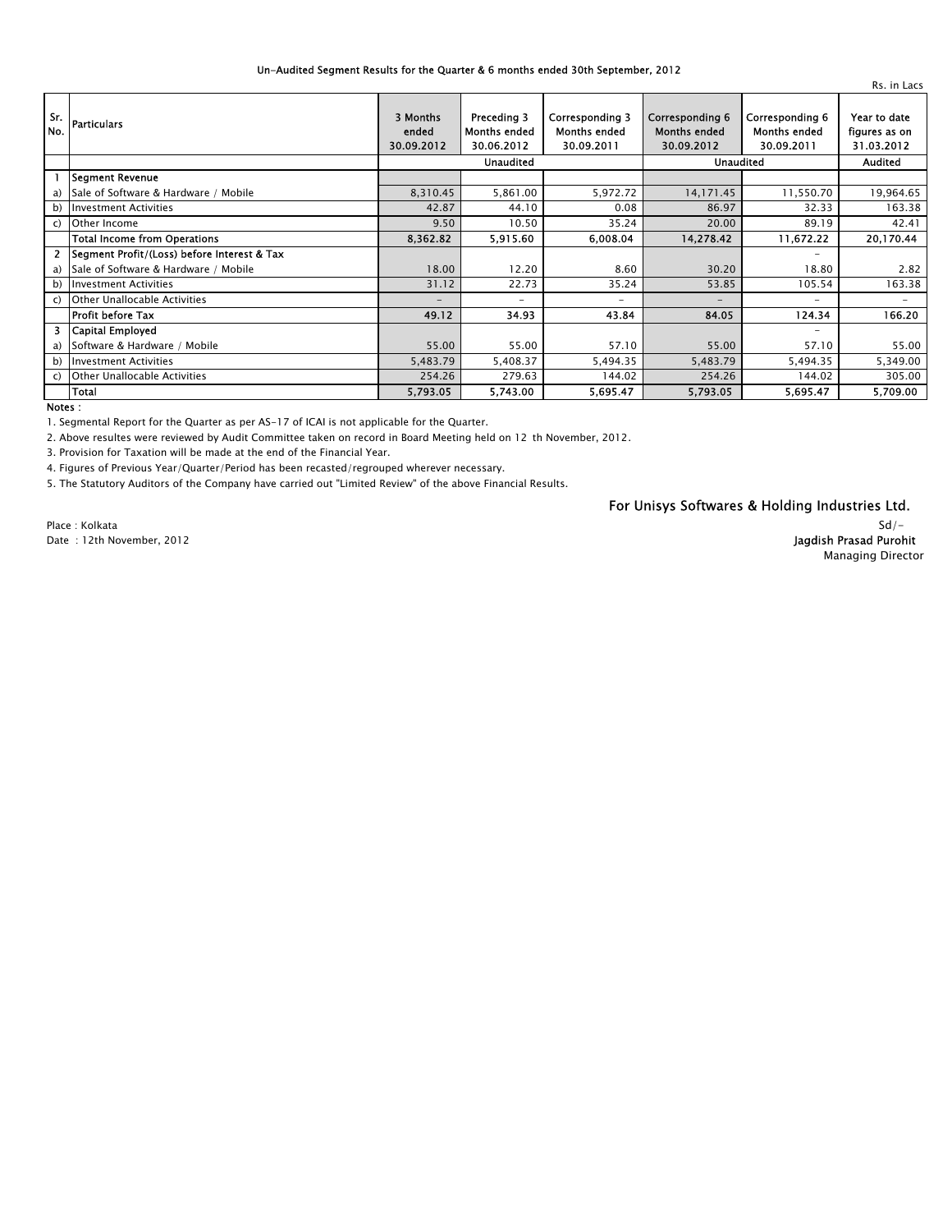Un-Audited Segment Results for the Quarter & 6 months ended 30th September, 2012

Rs. in Lacs

| Sr. No. | Particulars | 3 Months ended 30.09.2012 | Preceding 3 Months ended 30.06.2012 | Corresponding 3 Months ended 30.09.2011 | Corresponding 6 Months ended 30.09.2012 | Corresponding 6 Months ended 30.09.2011 | Year to date figures as on 31.03.2012 |
|---|---|---|---|---|---|---|---|
| | | Unaudited | | | Unaudited | | Audited |
| 1 | **Segment Revenue** | | | | | | |
| a) | Sale of Software & Hardware / Mobile | 8,310.45 | 5,861.00 | 5,972.72 | 14,171.45 | 11,550.70 | 19,964.65 |
| b) | Investment Activities | 42.87 | 44.10 | 0.08 | 86.97 | 32.33 | 163.38 |
| c) | Other Income | 9.50 | 10.50 | 35.24 | 20.00 | 89.19 | 42.41 |
| | **Total Income from Operations** | **8,362.82** | **5,915.60** | **6,008.04** | **14,278.42** | **11,672.22** | **20,170.44** |
| 2 | **Segment Profit/(Loss) before Interest & Tax** | | | | | - | |
| a) | Sale of Software & Hardware / Mobile | 18.00 | 12.20 | 8.60 | 30.20 | 18.80 | 2.82 |
| b) | Investment Activities | 31.12 | 22.73 | 35.24 | 53.85 | 105.54 | 163.38 |
| c) | Other Unallocable Activities | - | - | - | - | - | - |
| | **Profit before Tax** | **49.12** | **34.93** | **43.84** | **84.05** | **124.34** | **166.20** |
| 3 | **Capital Employed** | | | | | - | |
| a) | Software & Hardware / Mobile | 55.00 | 55.00 | 57.10 | 55.00 | 57.10 | 55.00 |
| b) | Investment Activities | 5,483.79 | 5,408.37 | 5,494.35 | 5,483.79 | 5,494.35 | 5,349.00 |
| c) | Other Unallocable Activities | 254.26 | 279.63 | 144.02 | 254.26 | 144.02 | 305.00 |
| | **Total** | **5,793.05** | **5,743.00** | **5,695.47** | **5,793.05** | **5,695.47** | **5,709.00** |

**Notes :**

1. Segmental Report for the Quarter as per AS-17 of ICAI is not applicable for the Quarter.
2. Above resultes were reviewed by Audit Committee taken on record in Board Meeting held on 12 th November, 2012.
3. Provision for Taxation will be made at the end of the Financial Year.
4. Figures of Previous Year/Quarter/Period has been recasted/regrouped wherever necessary.
5. The Statutory Auditors of the Company have carried out "Limited Review" of the above Financial Results.

For Unisys Softwares & Holding Industries Ltd.

Sd/-

**Jagdish Prasad Purohit**

Managing Director

Place : Kolkata

Date : 12th November, 2012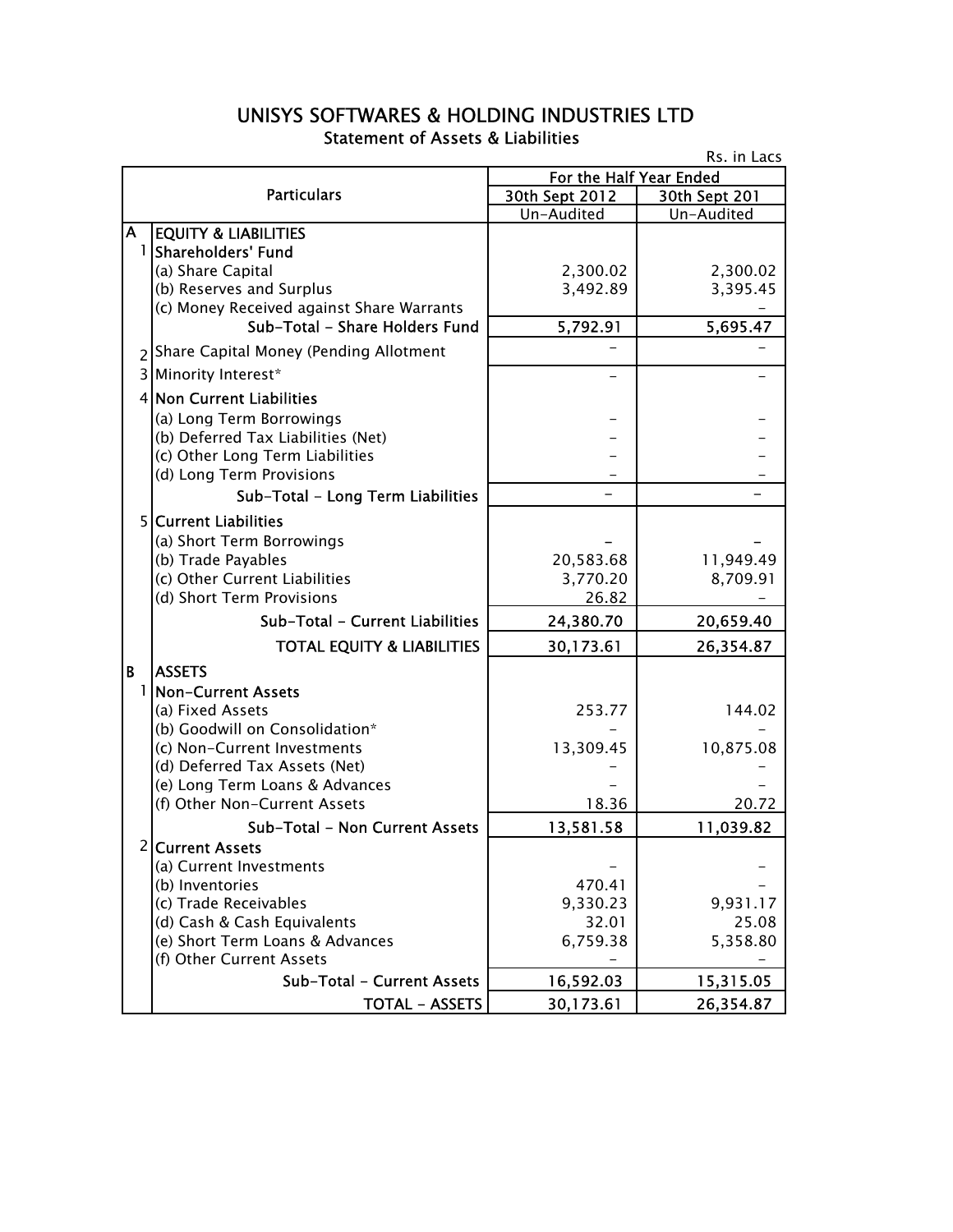# UNISYS SOFTWARES & HOLDING INDUSTRIES LTD

## Statement of Assets & Liabilities

Rs. in Lacs

| | Particulars | For the Half Year Ended | |
|---|---|---|---|
| | | 30th Sept 2012 | 30th Sept 201 |
| | | Un-Audited | Un-Audited |
| **A** | **EQUITY & LIABILITIES** | | |
| 1 | **Shareholders' Fund** | | |
| | (a) Share Capital | 2,300.02 | 2,300.02 |
| | (b) Reserves and Surplus | 3,492.89 | 3,395.45 |
| | (c) Money Received against Share Warrants | | - |
| | **Sub-Total - Share Holders Fund** | **5,792.91** | **5,695.47** |
| 2 | Share Capital Money (Pending Allotment | - | - |
| 3 | Minority Interest* | - | - |
| 4 | **Non Current Liabilities** | | |
| | (a) Long Term Borrowings | - | - |
| | (b) Deferred Tax Liabilities (Net) | - | - |
| | (c) Other Long Term Liabilities | - | - |
| | (d) Long Term Provisions | - | - |
| | **Sub-Total - Long Term Liabilities** | **-** | **-** |
| 5 | **Current Liabilities** | | |
| | (a) Short Term Borrowings | - | - |
| | (b) Trade Payables | 20,583.68 | 11,949.49 |
| | (c) Other Current Liabilities | 3,770.20 | 8,709.91 |
| | (d) Short Term Provisions | 26.82 | - |
| | **Sub-Total - Current Liabilities** | **24,380.70** | **20,659.40** |
| | **TOTAL EQUITY & LIABILITIES** | **30,173.61** | **26,354.87** |
| **B** | **ASSETS** | | |
| 1 | **Non-Current Assets** | | |
| | (a) Fixed Assets | 253.77 | 144.02 |
| | (b) Goodwill on Consolidation* | - | - |
| | (c) Non-Current Investments | 13,309.45 | 10,875.08 |
| | (d) Deferred Tax Assets (Net) | - | - |
| | (e) Long Term Loans & Advances | - | - |
| | (f) Other Non-Current Assets | 18.36 | 20.72 |
| | **Sub-Total - Non Current Assets** | **13,581.58** | **11,039.82** |
| 2 | **Current Assets** | | |
| | (a) Current Investments | - | - |
| | (b) Inventories | 470.41 | - |
| | (c) Trade Receivables | 9,330.23 | 9,931.17 |
| | (d) Cash & Cash Equivalents | 32.01 | 25.08 |
| | (e) Short Term Loans & Advances | 6,759.38 | 5,358.80 |
| | (f) Other Current Assets | - | - |
| | **Sub-Total - Current Assets** | **16,592.03** | **15,315.05** |
| | **TOTAL - ASSETS** | **30,173.61** | **26,354.87** |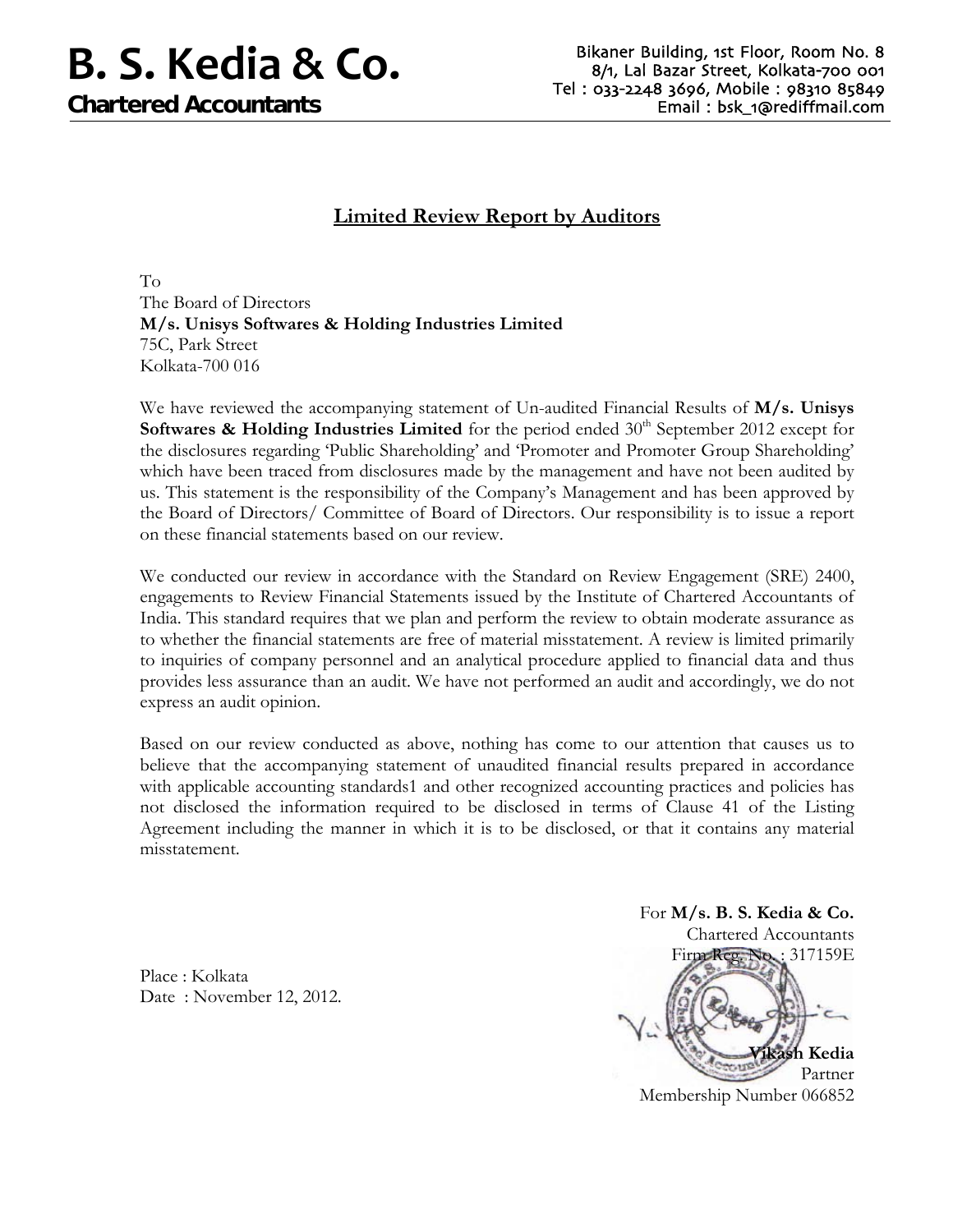# B. S. Kedia & Co.

**Chartered Accountants**

Bikaner Building, 1st Floor, Room No. 8
8/1, Lal Bazar Street, Kolkata-700 001
Tel : 033-2248 3696, Mobile : 98310 85849
Email : bsk_1@rediffmail.com

## Limited Review Report by Auditors

To
The Board of Directors
**M/s. Unisys Softwares & Holding Industries Limited**
75C, Park Street
Kolkata-700 016

We have reviewed the accompanying statement of Un-audited Financial Results of **M/s. Unisys Softwares & Holding Industries Limited** for the period ended 30th September 2012 except for the disclosures regarding 'Public Shareholding' and 'Promoter and Promoter Group Shareholding' which have been traced from disclosures made by the management and have not been audited by us. This statement is the responsibility of the Company's Management and has been approved by the Board of Directors/ Committee of Board of Directors. Our responsibility is to issue a report on these financial statements based on our review.

We conducted our review in accordance with the Standard on Review Engagement (SRE) 2400, engagements to Review Financial Statements issued by the Institute of Chartered Accountants of India. This standard requires that we plan and perform the review to obtain moderate assurance as to whether the financial statements are free of material misstatement. A review is limited primarily to inquiries of company personnel and an analytical procedure applied to financial data and thus provides less assurance than an audit. We have not performed an audit and accordingly, we do not express an audit opinion.

Based on our review conducted as above, nothing has come to our attention that causes us to believe that the accompanying statement of unaudited financial results prepared in accordance with applicable accounting standards1 and other recognized accounting practices and policies has not disclosed the information required to be disclosed in terms of Clause 41 of the Listing Agreement including the manner in which it is to be disclosed, or that it contains any material misstatement.

For **M/s. B. S. Kedia & Co.**
Chartered Accountants
Firm Reg. No. : 317159E

**Vikash Kedia**
Partner
Membership Number 066852

Place : Kolkata
Date : November 12, 2012.